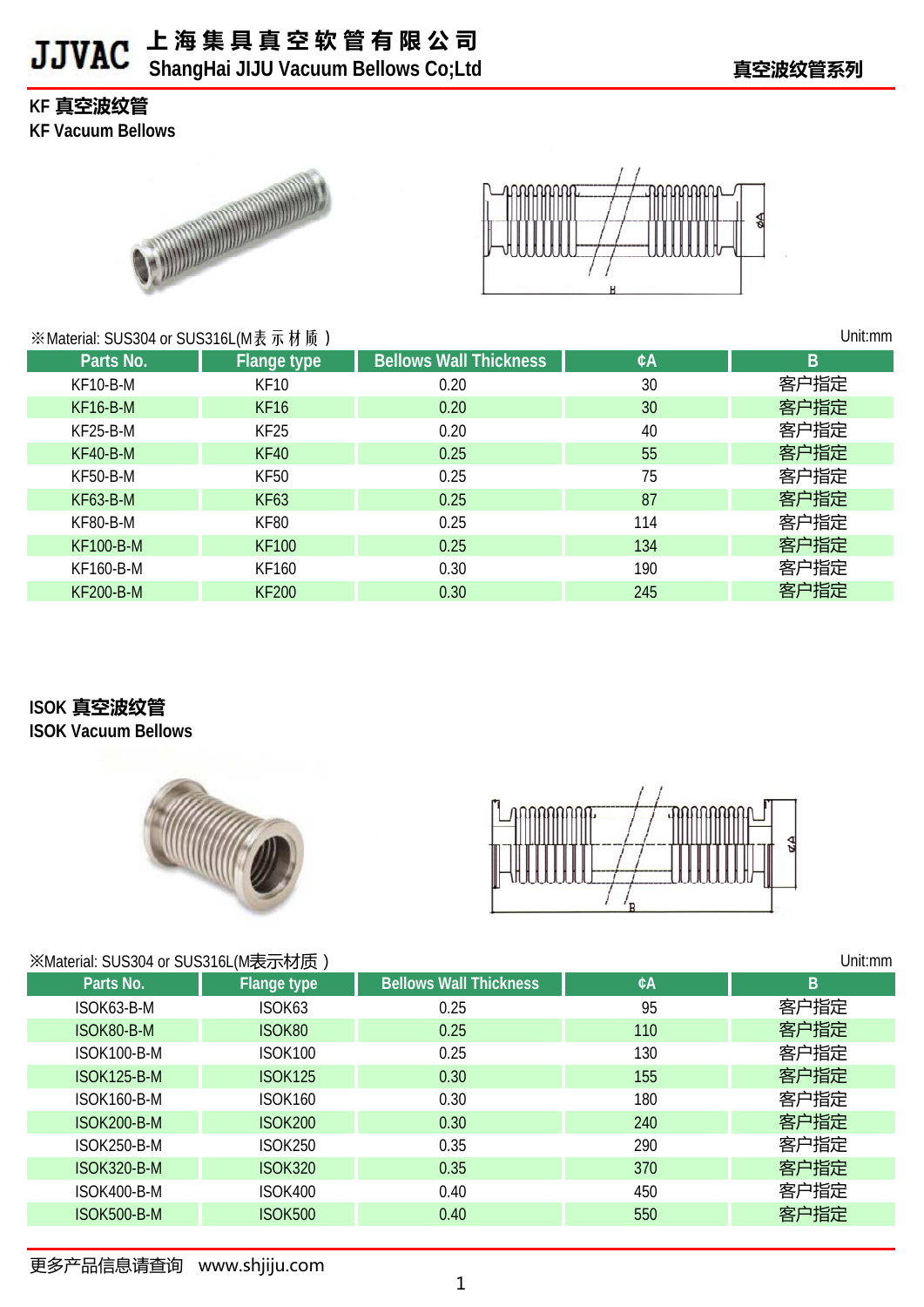# KF 真空波纹管
## KF Vacuum Bellows

※Material: SUS304 or SUS316L(M表示材质)

Unit:mm

| Parts No. | Flange type | Bellows Wall Thickness | ¢A | B |
|---|---|---|---|---|
| KF10-B-M | KF10 | 0.20 | 30 | 客户指定 |
| KF16-B-M | KF16 | 0.20 | 30 | 客户指定 |
| KF25-B-M | KF25 | 0.20 | 40 | 客户指定 |
| KF40-B-M | KF40 | 0.25 | 55 | 客户指定 |
| KF50-B-M | KF50 | 0.25 | 75 | 客户指定 |
| KF63-B-M | KF63 | 0.25 | 87 | 客户指定 |
| KF80-B-M | KF80 | 0.25 | 114 | 客户指定 |
| KF100-B-M | KF100 | 0.25 | 134 | 客户指定 |
| KF160-B-M | KF160 | 0.30 | 190 | 客户指定 |
| KF200-B-M | KF200 | 0.30 | 245 | 客户指定 |

# ISOK 真空波纹管
## ISOK Vacuum Bellows

※Material: SUS304 or SUS316L(M表示材质)

Unit:mm

| Parts No. | Flange type | Bellows Wall Thickness | ¢A | B |
|---|---|---|---|---|
| ISOK63-B-M | ISOK63 | 0.25 | 95 | 客户指定 |
| ISOK80-B-M | ISOK80 | 0.25 | 110 | 客户指定 |
| ISOK100-B-M | ISOK100 | 0.25 | 130 | 客户指定 |
| ISOK125-B-M | ISOK125 | 0.30 | 155 | 客户指定 |
| ISOK160-B-M | ISOK160 | 0.30 | 180 | 客户指定 |
| ISOK200-B-M | ISOK200 | 0.30 | 240 | 客户指定 |
| ISOK250-B-M | ISOK250 | 0.35 | 290 | 客户指定 |
| ISOK320-B-M | ISOK320 | 0.35 | 370 | 客户指定 |
| ISOK400-B-M | ISOK400 | 0.40 | 450 | 客户指定 |
| ISOK500-B-M | ISOK500 | 0.40 | 550 | 客户指定 |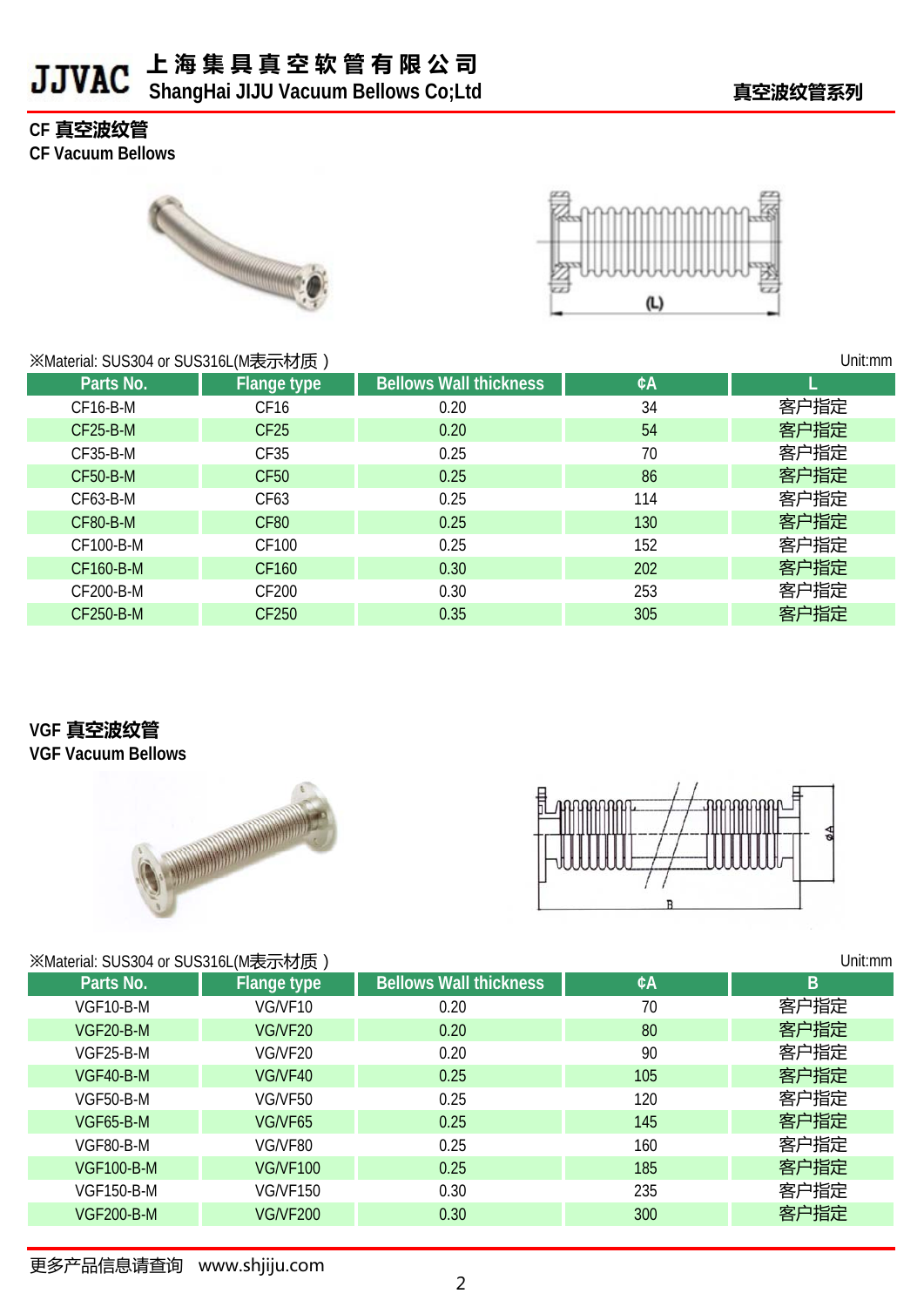## CF 真空波纹管
CF Vacuum Bellows

※Material: SUS304 or SUS316L(M表示材质 ) Unit:mm

| Parts No. | Flange type | Bellows Wall thickness | ¢A | L |
|---|---|---|---|---|
| CF16-B-M | CF16 | 0.20 | 34 | 客户指定 |
| CF25-B-M | CF25 | 0.20 | 54 | 客户指定 |
| CF35-B-M | CF35 | 0.25 | 70 | 客户指定 |
| CF50-B-M | CF50 | 0.25 | 86 | 客户指定 |
| CF63-B-M | CF63 | 0.25 | 114 | 客户指定 |
| CF80-B-M | CF80 | 0.25 | 130 | 客户指定 |
| CF100-B-M | CF100 | 0.25 | 152 | 客户指定 |
| CF160-B-M | CF160 | 0.30 | 202 | 客户指定 |
| CF200-B-M | CF200 | 0.30 | 253 | 客户指定 |
| CF250-B-M | CF250 | 0.35 | 305 | 客户指定 |

## VGF 真空波纹管
VGF Vacuum Bellows

※Material: SUS304 or SUS316L(M表示材质 ) Unit:mm

| Parts No. | Flange type | Bellows Wall thickness | ¢A | B |
|---|---|---|---|---|
| VGF10-B-M | VG/VF10 | 0.20 | 70 | 客户指定 |
| VGF20-B-M | VG/VF20 | 0.20 | 80 | 客户指定 |
| VGF25-B-M | VG/VF20 | 0.20 | 90 | 客户指定 |
| VGF40-B-M | VG/VF40 | 0.25 | 105 | 客户指定 |
| VGF50-B-M | VG/VF50 | 0.25 | 120 | 客户指定 |
| VGF65-B-M | VG/VF65 | 0.25 | 145 | 客户指定 |
| VGF80-B-M | VG/VF80 | 0.25 | 160 | 客户指定 |
| VGF100-B-M | VG/VF100 | 0.25 | 185 | 客户指定 |
| VGF150-B-M | VG/VF150 | 0.30 | 235 | 客户指定 |
| VGF200-B-M | VG/VF200 | 0.30 | 300 | 客户指定 |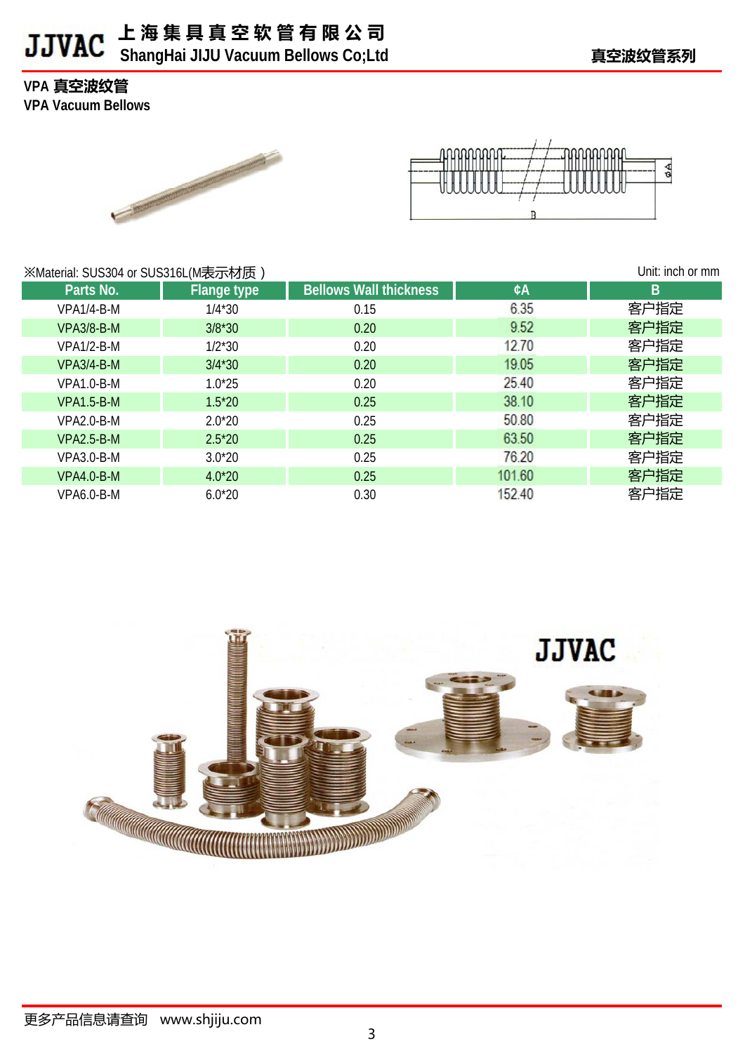## VPA 真空波纹管
## VPA Vacuum Bellows

※Material: SUS304 or SUS316L(M表示材质 )

Unit: inch or mm

| Parts No. | Flange type | Bellows Wall thickness | ¢A | B |
|---|---|---|---|---|
| VPA1/4-B-M | 1/4*30 | 0.15 | 6.35 | 客户指定 |
| VPA3/8-B-M | 3/8*30 | 0.20 | 9.52 | 客户指定 |
| VPA1/2-B-M | 1/2*30 | 0.20 | 12.70 | 客户指定 |
| VPA3/4-B-M | 3/4*30 | 0.20 | 19.05 | 客户指定 |
| VPA1.0-B-M | 1.0*25 | 0.20 | 25.40 | 客户指定 |
| VPA1.5-B-M | 1.5*20 | 0.25 | 38.10 | 客户指定 |
| VPA2.0-B-M | 2.0*20 | 0.25 | 50.80 | 客户指定 |
| VPA2.5-B-M | 2.5*20 | 0.25 | 63.50 | 客户指定 |
| VPA3.0-B-M | 3.0*20 | 0.25 | 76.20 | 客户指定 |
| VPA4.0-B-M | 4.0*20 | 0.25 | 101.60 | 客户指定 |
| VPA6.0-B-M | 6.0*20 | 0.30 | 152.40 | 客户指定 |

更多产品信息请查询 www.shjiju.com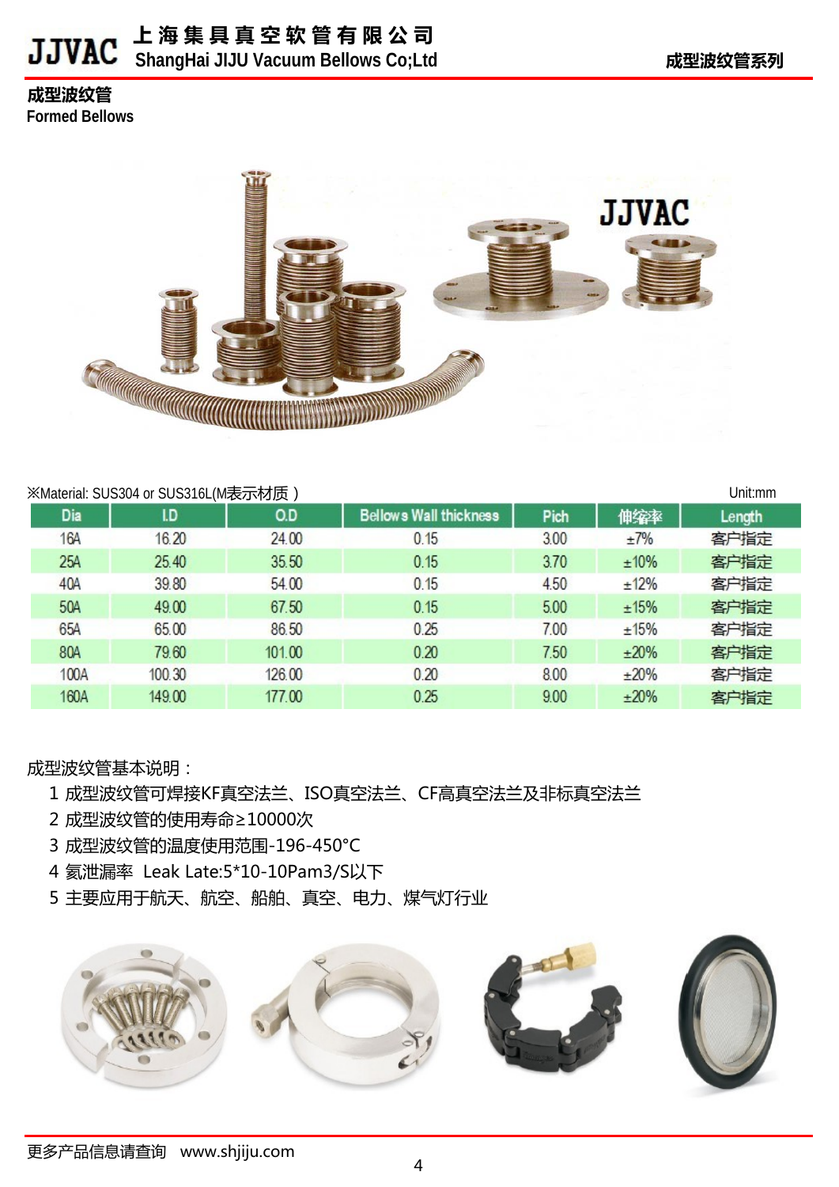# 成型波纹管
Formed Bellows

※Material: SUS304 or SUS316L(M表示材质 ）

Unit:mm

| Dia | I.D | O.D | Bellows Wall thickness | Pich | 伸缩率 | Length |
|---|---|---|---|---|---|---|
| 16A | 16.20 | 24.00 | 0.15 | 3.00 | ±7% | 客户指定 |
| 25A | 25.40 | 35.50 | 0.15 | 3.70 | ±10% | 客户指定 |
| 40A | 39.80 | 54.00 | 0.15 | 4.50 | ±12% | 客户指定 |
| 50A | 49.00 | 67.50 | 0.15 | 5.00 | ±15% | 客户指定 |
| 65A | 65.00 | 86.50 | 0.25 | 7.00 | ±15% | 客户指定 |
| 80A | 79.60 | 101.00 | 0.20 | 7.50 | ±20% | 客户指定 |
| 100A | 100.30 | 126.00 | 0.20 | 8.00 | ±20% | 客户指定 |
| 160A | 149.00 | 177.00 | 0.25 | 9.00 | ±20% | 客户指定 |

成型波纹管基本说明：

1 成型波纹管可焊接KF真空法兰、ISO真空法兰、CF高真空法兰及非标真空法兰

2 成型波纹管的使用寿命≥10000次

3 成型波纹管的温度使用范围-196-450°C

4 氦泄漏率 Leak Late:5*10-10Pam3/S以下

5 主要应用于航天、航空、船舶、真空、电力、煤气灯行业

更多产品信息请查询 www.shjiju.com